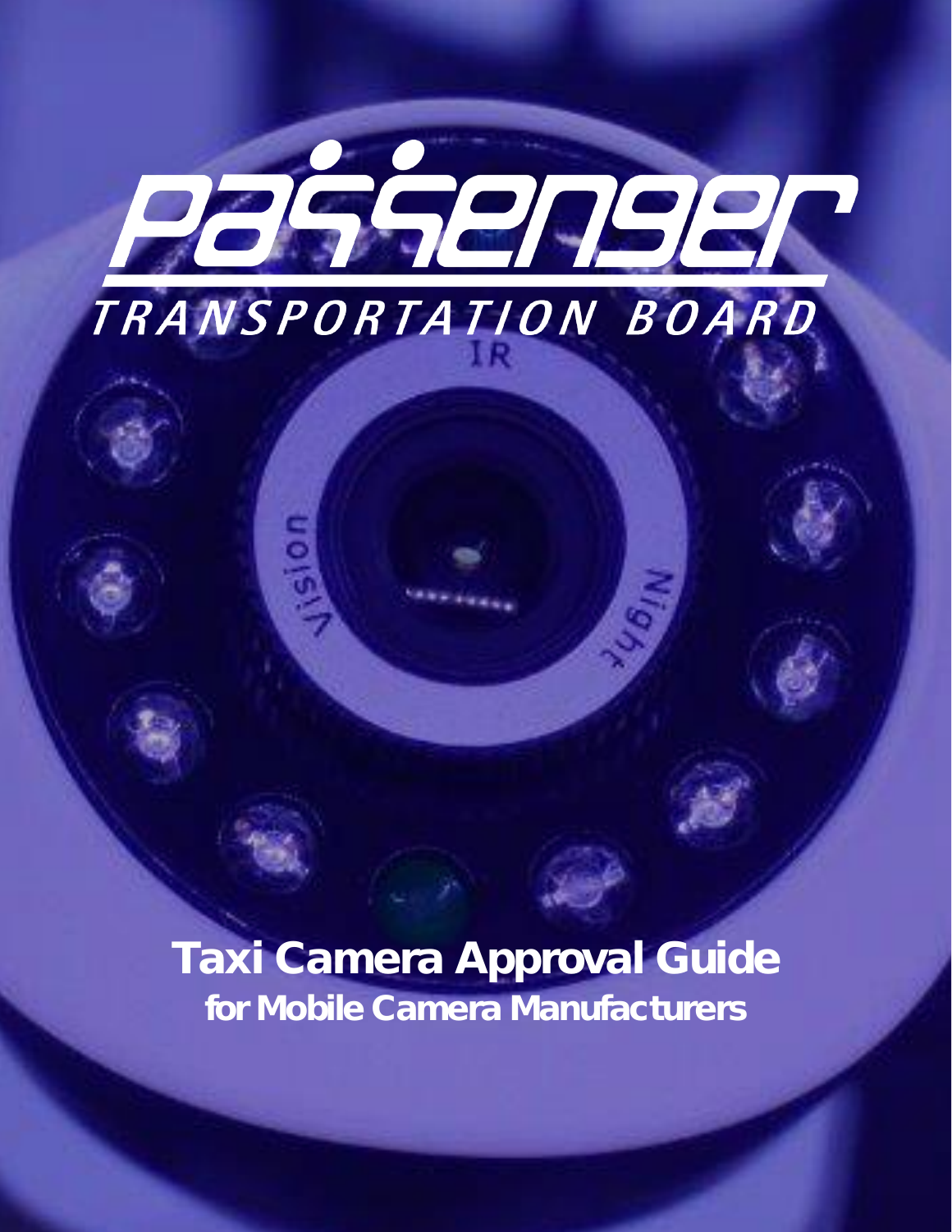# Passenger Transportation Board

# Taxi Camera Approval Guide

## for Mobile Camera Manufacturers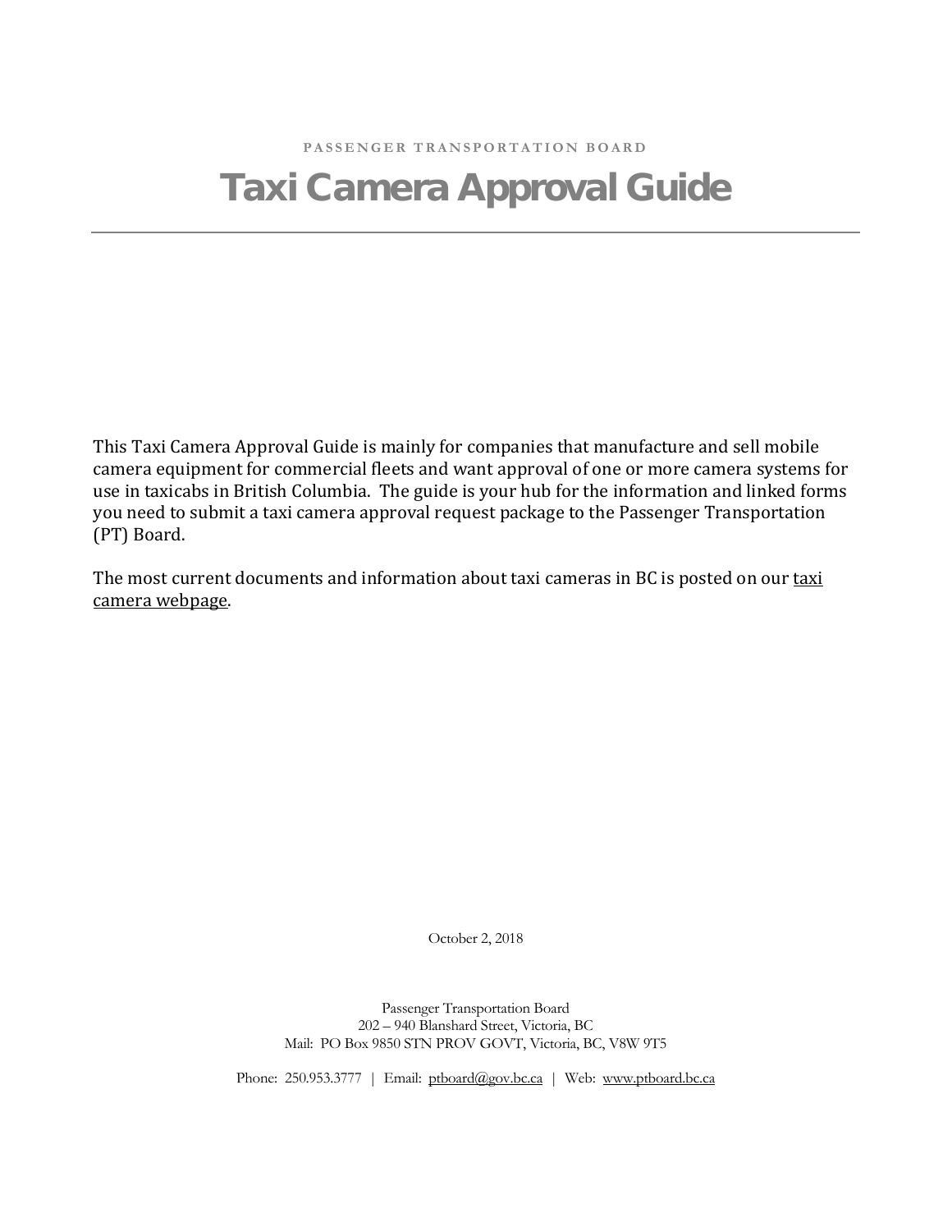PASSENGER TRANSPORTATION BOARD

# Taxi Camera Approval Guide

---

This Taxi Camera Approval Guide is mainly for companies that manufacture and sell mobile camera equipment for commercial fleets and want approval of one or more camera systems for use in taxicabs in British Columbia. The guide is your hub for the information and linked forms you need to submit a taxi camera approval request package to the Passenger Transportation (PT) Board.

The most current documents and information about taxi cameras in BC is posted on our taxi camera webpage.

October 2, 2018

Passenger Transportation Board
202 – 940 Blanshard Street, Victoria, BC
Mail: PO Box 9850 STN PROV GOVT, Victoria, BC, V8W 9T5

Phone: 250.953.3777 | Email: ptboard@gov.bc.ca | Web: www.ptboard.bc.ca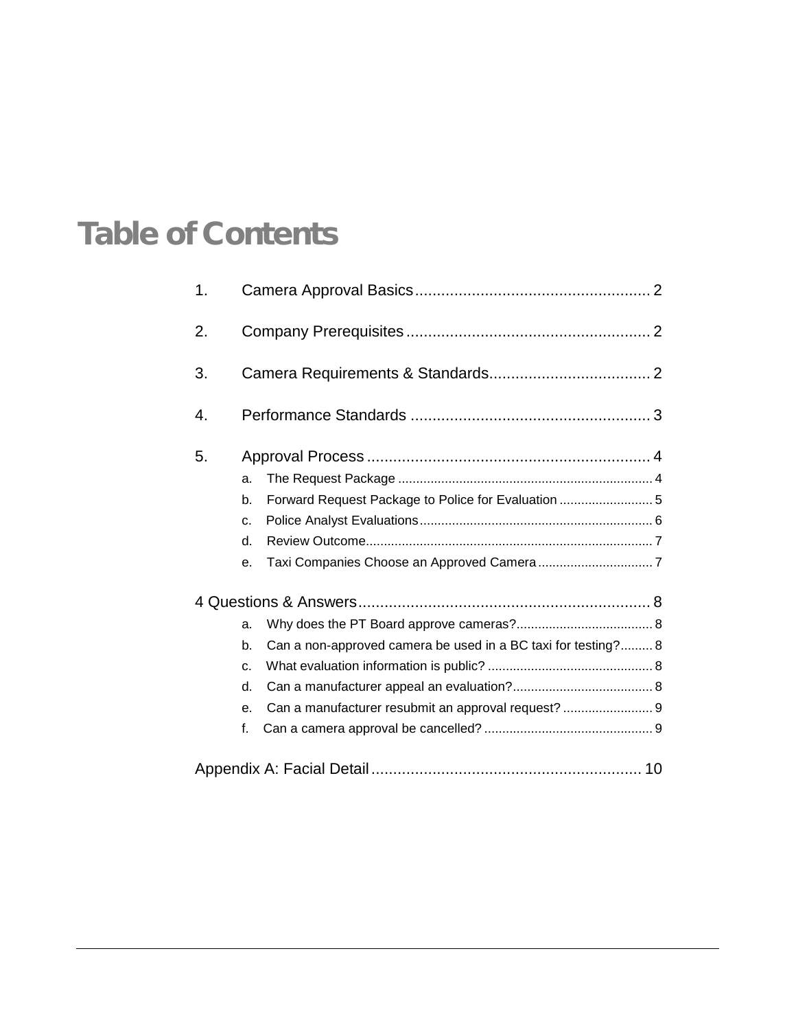# Table of Contents

1. Camera Approval Basics ...................................................... 2

2. Company Prerequisites ...................................................... 2

3. Camera Requirements & Standards ...................................... 2

4. Performance Standards ...................................................... 3

5. Approval Process ............................................................... 4
   - a. The Request Package ...................................................... 4
   - b. Forward Request Package to Police for Evaluation .......................... 5
   - c. Police Analyst Evaluations ................................................. 6
   - d. Review Outcome ............................................................ 7
   - e. Taxi Companies Choose an Approved Camera .................................. 7

4 Questions & Answers ........................................................... 8
   - a. Why does the PT Board approve cameras? ..................................... 8
   - b. Can a non-approved camera be used in a BC taxi for testing? ............... 8
   - c. What evaluation information is public? ..................................... 8
   - d. Can a manufacturer appeal an evaluation? ................................... 8
   - e. Can a manufacturer resubmit an approval request? .......................... 9
   - f. Can a camera approval be cancelled? ........................................ 9

Appendix A: Facial Detail ....................................................... 10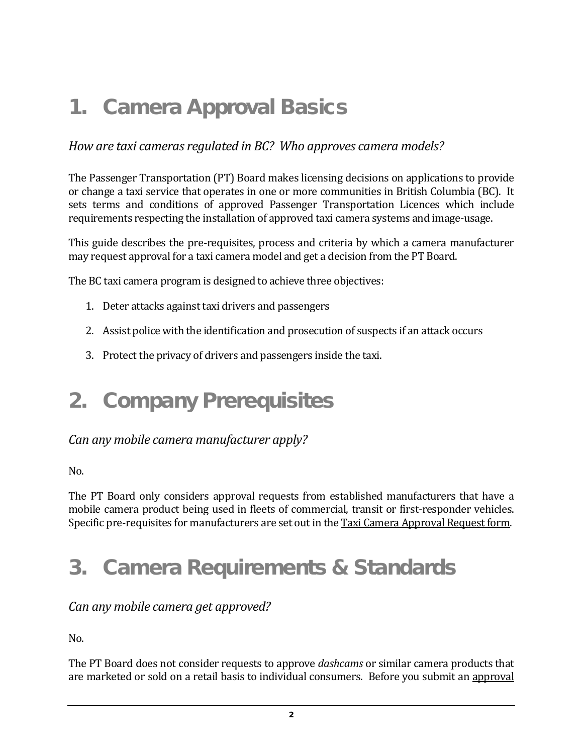# 1. Camera Approval Basics

*How are taxi cameras regulated in BC? Who approves camera models?*

The Passenger Transportation (PT) Board makes licensing decisions on applications to provide or change a taxi service that operates in one or more communities in British Columbia (BC). It sets terms and conditions of approved Passenger Transportation Licences which include requirements respecting the installation of approved taxi camera systems and image-usage.

This guide describes the pre-requisites, process and criteria by which a camera manufacturer may request approval for a taxi camera model and get a decision from the PT Board.

The BC taxi camera program is designed to achieve three objectives:

1. Deter attacks against taxi drivers and passengers
2. Assist police with the identification and prosecution of suspects if an attack occurs
3. Protect the privacy of drivers and passengers inside the taxi.

# 2. Company Prerequisites

*Can any mobile camera manufacturer apply?*

No.

The PT Board only considers approval requests from established manufacturers that have a mobile camera product being used in fleets of commercial, transit or first-responder vehicles. Specific pre-requisites for manufacturers are set out in the Taxi Camera Approval Request form.

# 3. Camera Requirements & Standards

*Can any mobile camera get approved?*

No.

The PT Board does not consider requests to approve *dashcams* or similar camera products that are marketed or sold on a retail basis to individual consumers. Before you submit an approval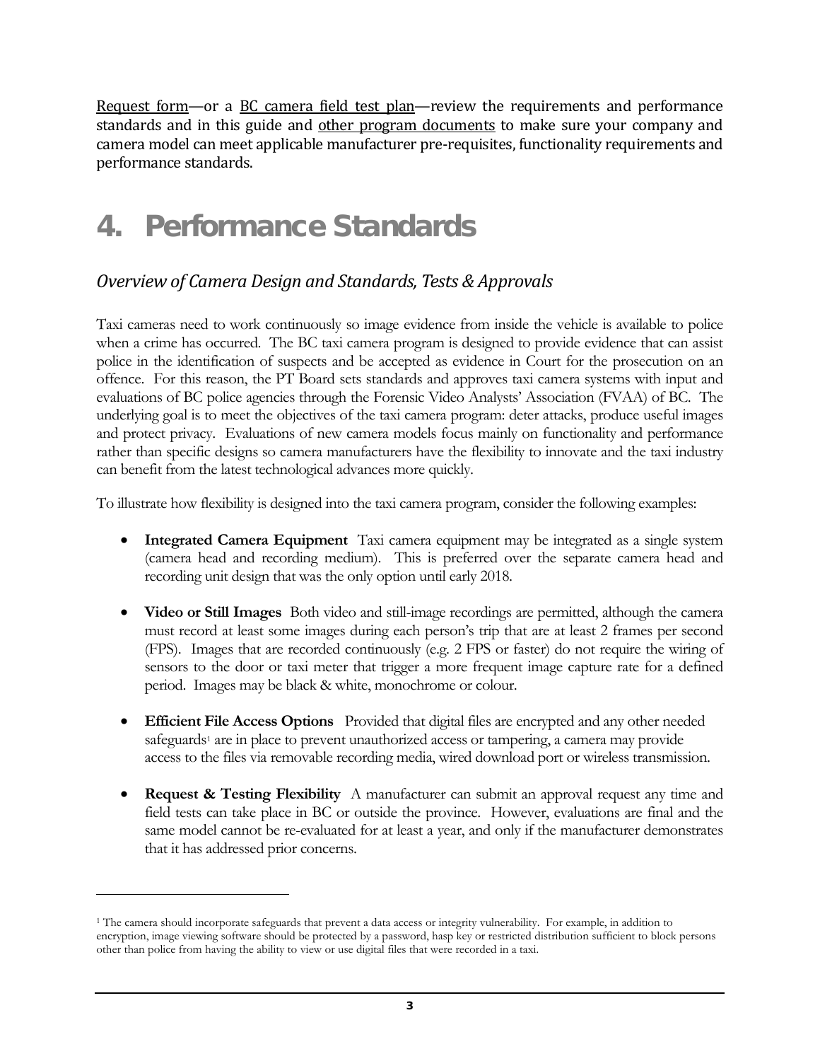Request form—or a BC camera field test plan—review the requirements and performance standards and in this guide and other program documents to make sure your company and camera model can meet applicable manufacturer pre-requisites, functionality requirements and performance standards.

# 4. Performance Standards

## *Overview of Camera Design and Standards, Tests & Approvals*

Taxi cameras need to work continuously so image evidence from inside the vehicle is available to police when a crime has occurred. The BC taxi camera program is designed to provide evidence that can assist police in the identification of suspects and be accepted as evidence in Court for the prosecution on an offence. For this reason, the PT Board sets standards and approves taxi camera systems with input and evaluations of BC police agencies through the Forensic Video Analysts' Association (FVAA) of BC. The underlying goal is to meet the objectives of the taxi camera program: deter attacks, produce useful images and protect privacy. Evaluations of new camera models focus mainly on functionality and performance rather than specific designs so camera manufacturers have the flexibility to innovate and the taxi industry can benefit from the latest technological advances more quickly.

To illustrate how flexibility is designed into the taxi camera program, consider the following examples:

- **Integrated Camera Equipment** Taxi camera equipment may be integrated as a single system (camera head and recording medium). This is preferred over the separate camera head and recording unit design that was the only option until early 2018.
- **Video or Still Images** Both video and still-image recordings are permitted, although the camera must record at least some images during each person's trip that are at least 2 frames per second (FPS). Images that are recorded continuously (e.g. 2 FPS or faster) do not require the wiring of sensors to the door or taxi meter that trigger a more frequent image capture rate for a defined period. Images may be black & white, monochrome or colour.
- **Efficient File Access Options** Provided that digital files are encrypted and any other needed safeguards[1] are in place to prevent unauthorized access or tampering, a camera may provide access to the files via removable recording media, wired download port or wireless transmission.
- **Request & Testing Flexibility** A manufacturer can submit an approval request any time and field tests can take place in BC or outside the province. However, evaluations are final and the same model cannot be re-evaluated for at least a year, and only if the manufacturer demonstrates that it has addressed prior concerns.

[1] The camera should incorporate safeguards that prevent a data access or integrity vulnerability. For example, in addition to encryption, image viewing software should be protected by a password, hasp key or restricted distribution sufficient to block persons other than police from having the ability to view or use digital files that were recorded in a taxi.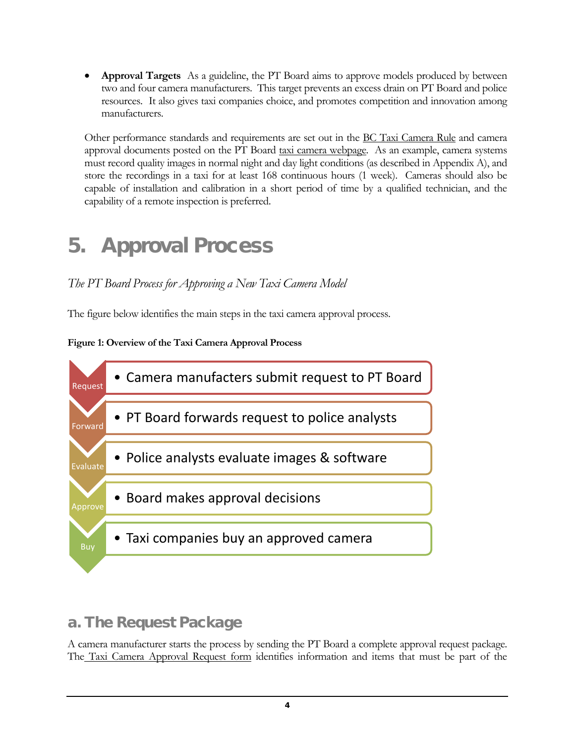- **Approval Targets** As a guideline, the PT Board aims to approve models produced by between two and four camera manufacturers. This target prevents an excess drain on PT Board and police resources. It also gives taxi companies choice, and promotes competition and innovation among manufacturers.

Other performance standards and requirements are set out in the BC Taxi Camera Rule and camera approval documents posted on the PT Board taxi camera webpage. As an example, camera systems must record quality images in normal night and day light conditions (as described in Appendix A), and store the recordings in a taxi for at least 168 continuous hours (1 week). Cameras should also be capable of installation and calibration in a short period of time by a qualified technician, and the capability of a remote inspection is preferred.

# 5. Approval Process

*The PT Board Process for Approving a New Taxi Camera Model*

The figure below identifies the main steps in the taxi camera approval process.

**Figure 1: Overview of the Taxi Camera Approval Process**

| Step | Description |
|---|---|
| Request | Camera manufacters submit request to PT Board |
| Forward | PT Board forwards request to police analysts |
| Evaluate | Police analysts evaluate images & software |
| Approve | Board makes approval decisions |
| Buy | Taxi companies buy an approved camera |

## a. The Request Package

A camera manufacturer starts the process by sending the PT Board a complete approval request package. The Taxi Camera Approval Request form identifies information and items that must be part of the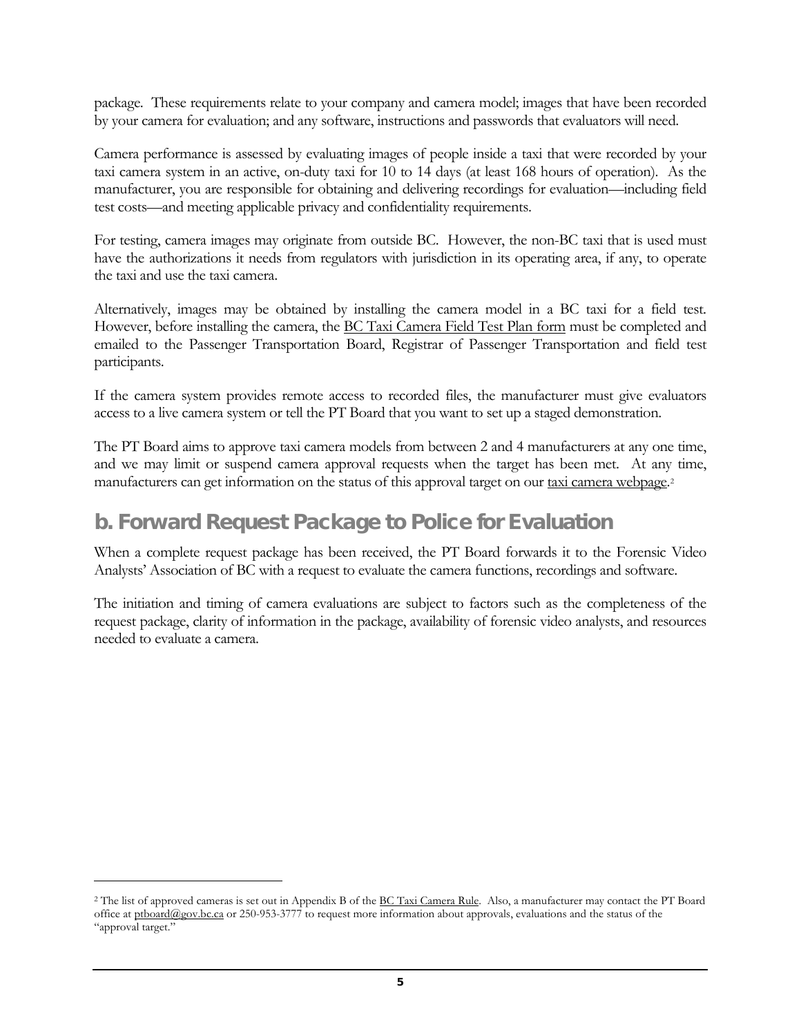package. These requirements relate to your company and camera model; images that have been recorded by your camera for evaluation; and any software, instructions and passwords that evaluators will need.

Camera performance is assessed by evaluating images of people inside a taxi that were recorded by your taxi camera system in an active, on-duty taxi for 10 to 14 days (at least 168 hours of operation). As the manufacturer, you are responsible for obtaining and delivering recordings for evaluation—including field test costs—and meeting applicable privacy and confidentiality requirements.

For testing, camera images may originate from outside BC. However, the non-BC taxi that is used must have the authorizations it needs from regulators with jurisdiction in its operating area, if any, to operate the taxi and use the taxi camera.

Alternatively, images may be obtained by installing the camera model in a BC taxi for a field test. However, before installing the camera, the BC Taxi Camera Field Test Plan form must be completed and emailed to the Passenger Transportation Board, Registrar of Passenger Transportation and field test participants.

If the camera system provides remote access to recorded files, the manufacturer must give evaluators access to a live camera system or tell the PT Board that you want to set up a staged demonstration.

The PT Board aims to approve taxi camera models from between 2 and 4 manufacturers at any one time, and we may limit or suspend camera approval requests when the target has been met. At any time, manufacturers can get information on the status of this approval target on our taxi camera webpage.[2]

## b. Forward Request Package to Police for Evaluation

When a complete request package has been received, the PT Board forwards it to the Forensic Video Analysts' Association of BC with a request to evaluate the camera functions, recordings and software.

The initiation and timing of camera evaluations are subject to factors such as the completeness of the request package, clarity of information in the package, availability of forensic video analysts, and resources needed to evaluate a camera.

---

[2] The list of approved cameras is set out in Appendix B of the BC Taxi Camera Rule. Also, a manufacturer may contact the PT Board office at ptboard@gov.bc.ca or 250-953-3777 to request more information about approvals, evaluations and the status of the "approval target."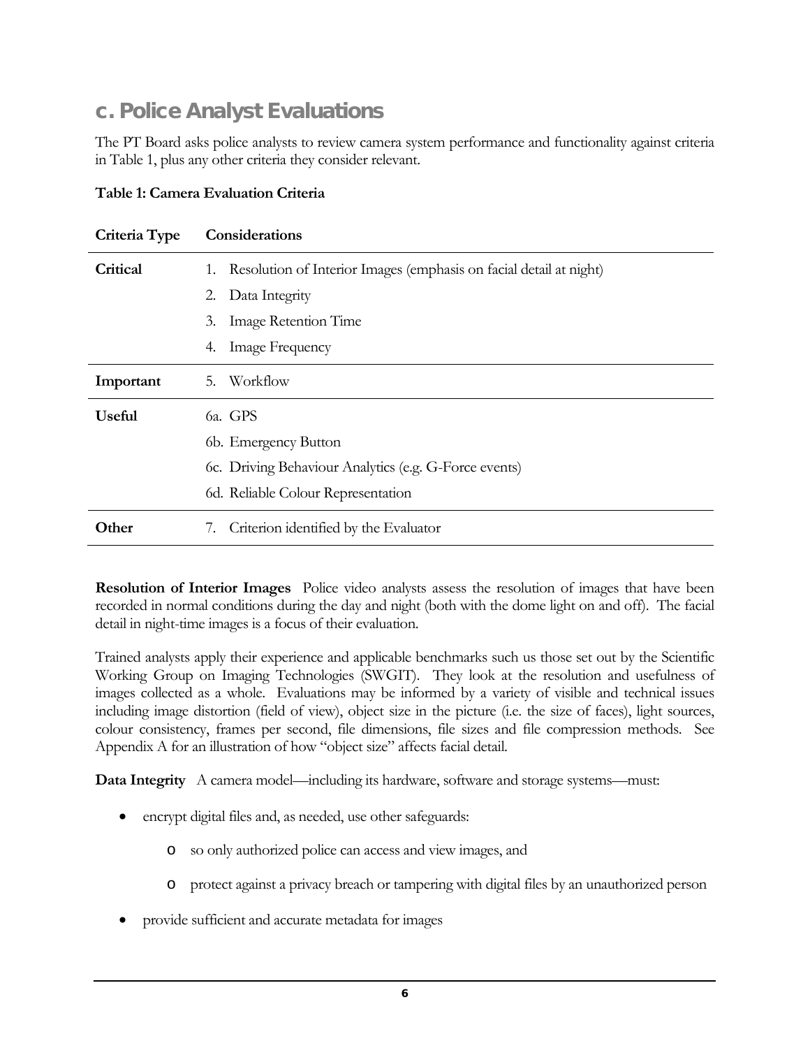## c. Police Analyst Evaluations

The PT Board asks police analysts to review camera system performance and functionality against criteria in Table 1, plus any other criteria they consider relevant.

**Table 1: Camera Evaluation Criteria**

| Criteria Type | Considerations |
|---|---|
| **Critical** | 1. Resolution of Interior Images (emphasis on facial detail at night) |
| | 2. Data Integrity |
| | 3. Image Retention Time |
| | 4. Image Frequency |
| **Important** | 5. Workflow |
| **Useful** | 6a. GPS |
| | 6b. Emergency Button |
| | 6c. Driving Behaviour Analytics (e.g. G-Force events) |
| | 6d. Reliable Colour Representation |
| **Other** | 7. Criterion identified by the Evaluator |

**Resolution of Interior Images** Police video analysts assess the resolution of images that have been recorded in normal conditions during the day and night (both with the dome light on and off). The facial detail in night-time images is a focus of their evaluation.

Trained analysts apply their experience and applicable benchmarks such us those set out by the Scientific Working Group on Imaging Technologies (SWGIT). They look at the resolution and usefulness of images collected as a whole. Evaluations may be informed by a variety of visible and technical issues including image distortion (field of view), object size in the picture (i.e. the size of faces), light sources, colour consistency, frames per second, file dimensions, file sizes and file compression methods. See Appendix A for an illustration of how "object size" affects facial detail.

**Data Integrity** A camera model—including its hardware, software and storage systems—must:

- encrypt digital files and, as needed, use other safeguards:
  - so only authorized police can access and view images, and
  - protect against a privacy breach or tampering with digital files by an unauthorized person
- provide sufficient and accurate metadata for images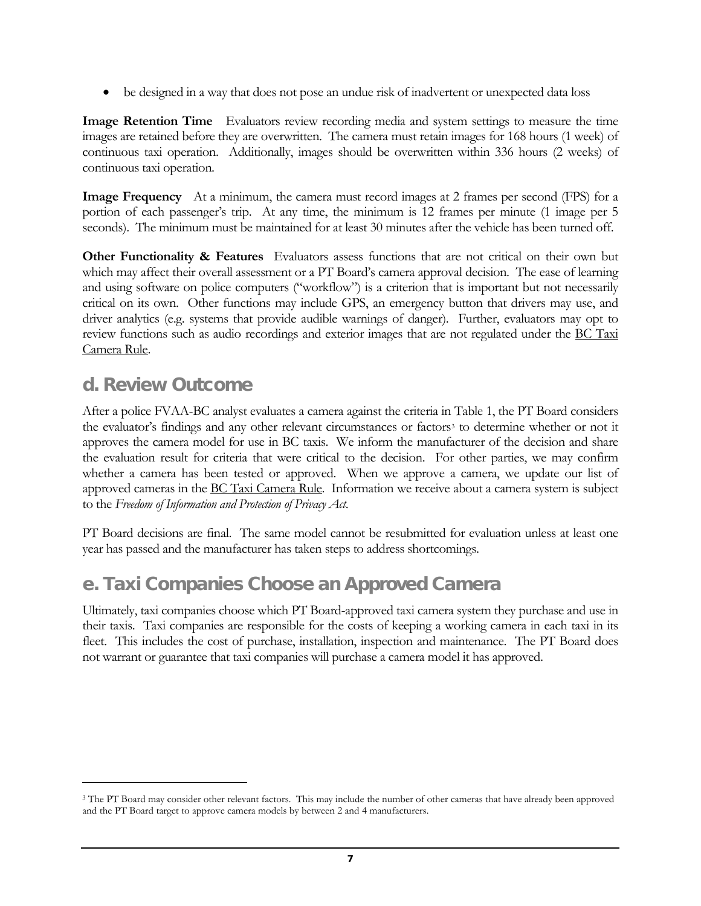- be designed in a way that does not pose an undue risk of inadvertent or unexpected data loss

**Image Retention Time** Evaluators review recording media and system settings to measure the time images are retained before they are overwritten. The camera must retain images for 168 hours (1 week) of continuous taxi operation. Additionally, images should be overwritten within 336 hours (2 weeks) of continuous taxi operation.

**Image Frequency** At a minimum, the camera must record images at 2 frames per second (FPS) for a portion of each passenger's trip. At any time, the minimum is 12 frames per minute (1 image per 5 seconds). The minimum must be maintained for at least 30 minutes after the vehicle has been turned off.

**Other Functionality & Features** Evaluators assess functions that are not critical on their own but which may affect their overall assessment or a PT Board's camera approval decision. The ease of learning and using software on police computers ("workflow") is a criterion that is important but not necessarily critical on its own. Other functions may include GPS, an emergency button that drivers may use, and driver analytics (e.g. systems that provide audible warnings of danger). Further, evaluators may opt to review functions such as audio recordings and exterior images that are not regulated under the BC Taxi Camera Rule.

## d. Review Outcome

After a police FVAA-BC analyst evaluates a camera against the criteria in Table 1, the PT Board considers the evaluator's findings and any other relevant circumstances or factors[3] to determine whether or not it approves the camera model for use in BC taxis. We inform the manufacturer of the decision and share the evaluation result for criteria that were critical to the decision. For other parties, we may confirm whether a camera has been tested or approved. When we approve a camera, we update our list of approved cameras in the BC Taxi Camera Rule. Information we receive about a camera system is subject to the *Freedom of Information and Protection of Privacy Act*.

PT Board decisions are final. The same model cannot be resubmitted for evaluation unless at least one year has passed and the manufacturer has taken steps to address shortcomings.

## e. Taxi Companies Choose an Approved Camera

Ultimately, taxi companies choose which PT Board-approved taxi camera system they purchase and use in their taxis. Taxi companies are responsible for the costs of keeping a working camera in each taxi in its fleet. This includes the cost of purchase, installation, inspection and maintenance. The PT Board does not warrant or guarantee that taxi companies will purchase a camera model it has approved.

---

[3] The PT Board may consider other relevant factors. This may include the number of other cameras that have already been approved and the PT Board target to approve camera models by between 2 and 4 manufacturers.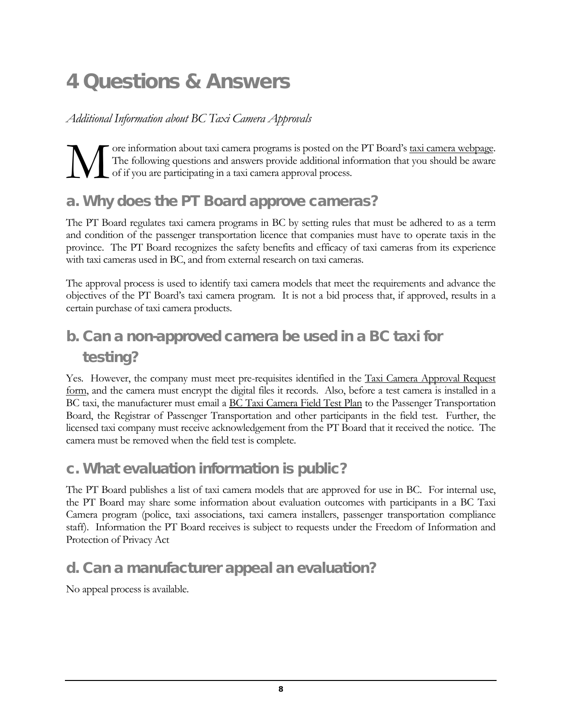# 4 Questions & Answers

*Additional Information about BC Taxi Camera Approvals*

More information about taxi camera programs is posted on the PT Board's taxi camera webpage. The following questions and answers provide additional information that you should be aware of if you are participating in a taxi camera approval process.

## a. Why does the PT Board approve cameras?

The PT Board regulates taxi camera programs in BC by setting rules that must be adhered to as a term and condition of the passenger transportation licence that companies must have to operate taxis in the province. The PT Board recognizes the safety benefits and efficacy of taxi cameras from its experience with taxi cameras used in BC, and from external research on taxi cameras.

The approval process is used to identify taxi camera models that meet the requirements and advance the objectives of the PT Board's taxi camera program. It is not a bid process that, if approved, results in a certain purchase of taxi camera products.

## b. Can a non-approved camera be used in a BC taxi for testing?

Yes. However, the company must meet pre-requisites identified in the Taxi Camera Approval Request form, and the camera must encrypt the digital files it records. Also, before a test camera is installed in a BC taxi, the manufacturer must email a BC Taxi Camera Field Test Plan to the Passenger Transportation Board, the Registrar of Passenger Transportation and other participants in the field test. Further, the licensed taxi company must receive acknowledgement from the PT Board that it received the notice. The camera must be removed when the field test is complete.

## c. What evaluation information is public?

The PT Board publishes a list of taxi camera models that are approved for use in BC. For internal use, the PT Board may share some information about evaluation outcomes with participants in a BC Taxi Camera program (police, taxi associations, taxi camera installers, passenger transportation compliance staff). Information the PT Board receives is subject to requests under the Freedom of Information and Protection of Privacy Act

## d. Can a manufacturer appeal an evaluation?

No appeal process is available.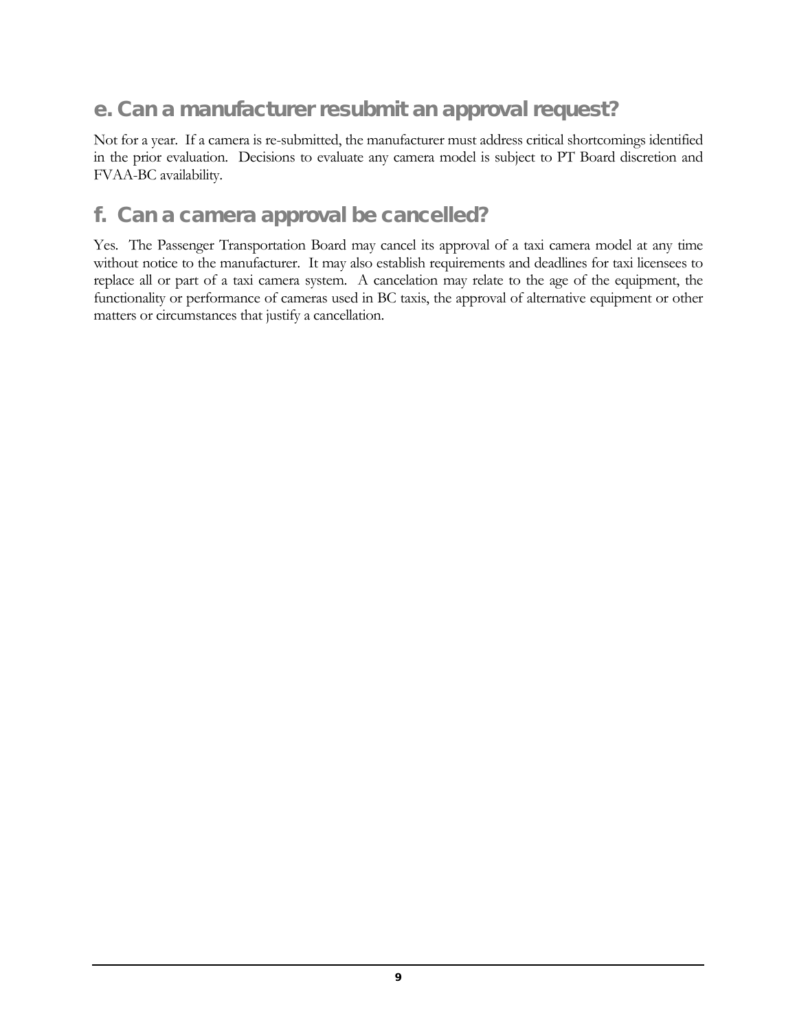## e. Can a manufacturer resubmit an approval request?

Not for a year. If a camera is re-submitted, the manufacturer must address critical shortcomings identified in the prior evaluation. Decisions to evaluate any camera model is subject to PT Board discretion and FVAA-BC availability.

## f. Can a camera approval be cancelled?

Yes. The Passenger Transportation Board may cancel its approval of a taxi camera model at any time without notice to the manufacturer. It may also establish requirements and deadlines for taxi licensees to replace all or part of a taxi camera system. A cancelation may relate to the age of the equipment, the functionality or performance of cameras used in BC taxis, the approval of alternative equipment or other matters or circumstances that justify a cancellation.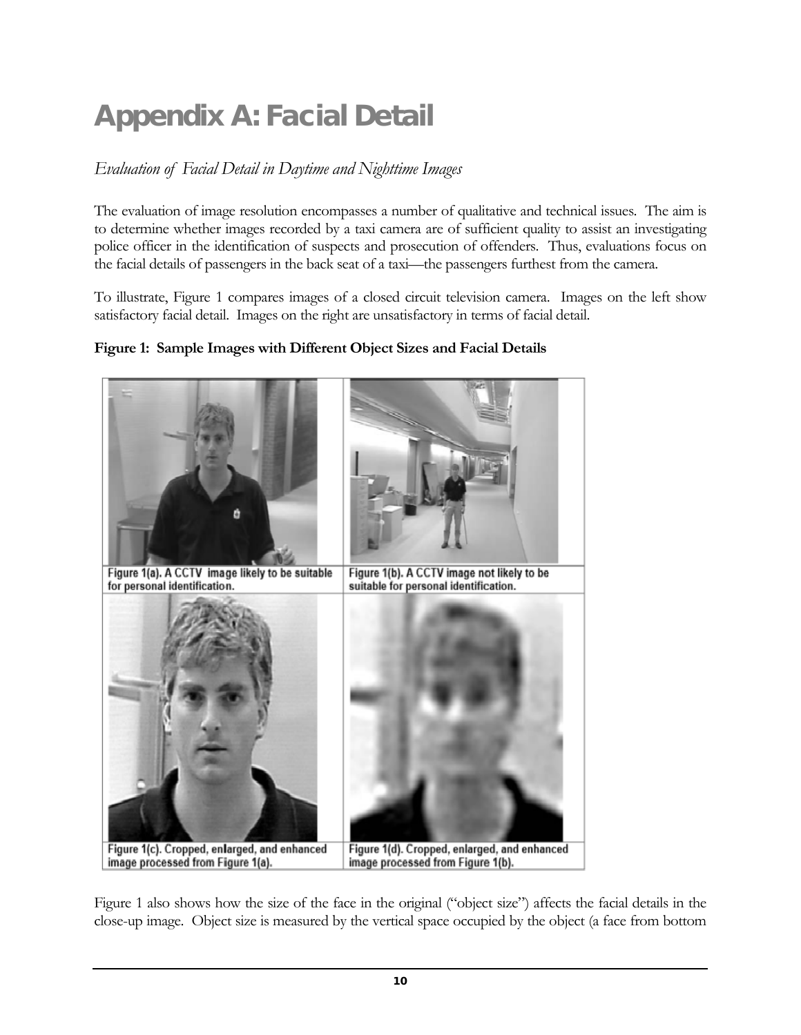# Appendix A: Facial Detail

## *Evaluation of Facial Detail in Daytime and Nighttime Images*

The evaluation of image resolution encompasses a number of qualitative and technical issues. The aim is to determine whether images recorded by a taxi camera are of sufficient quality to assist an investigating police officer in the identification of suspects and prosecution of offenders. Thus, evaluations focus on the facial details of passengers in the back seat of a taxi—the passengers furthest from the camera.

To illustrate, Figure 1 compares images of a closed circuit television camera. Images on the left show satisfactory facial detail. Images on the right are unsatisfactory in terms of facial detail.

**Figure 1: Sample Images with Different Object Sizes and Facial Details**

Figure 1(a). A CCTV image likely to be suitable for personal identification.

Figure 1(b). A CCTV image not likely to be suitable for personal identification.

Figure 1(c). Cropped, enlarged, and enhanced image processed from Figure 1(a).

Figure 1(d). Cropped, enlarged, and enhanced image processed from Figure 1(b).

Figure 1 also shows how the size of the face in the original ("object size") affects the facial details in the close-up image. Object size is measured by the vertical space occupied by the object (a face from bottom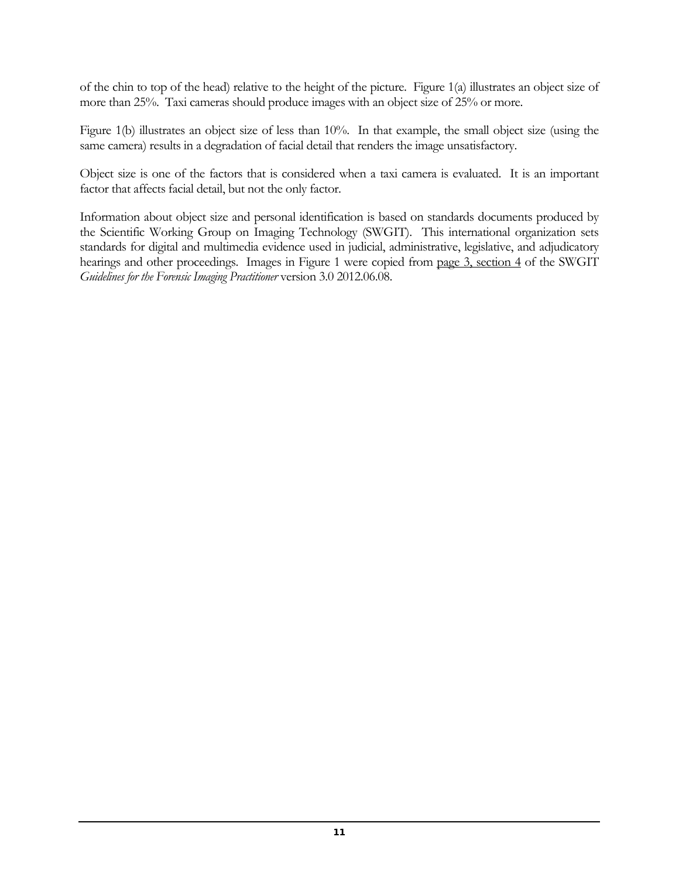of the chin to top of the head) relative to the height of the picture. Figure 1(a) illustrates an object size of more than 25%. Taxi cameras should produce images with an object size of 25% or more.

Figure 1(b) illustrates an object size of less than 10%. In that example, the small object size (using the same camera) results in a degradation of facial detail that renders the image unsatisfactory.

Object size is one of the factors that is considered when a taxi camera is evaluated. It is an important factor that affects facial detail, but not the only factor.

Information about object size and personal identification is based on standards documents produced by the Scientific Working Group on Imaging Technology (SWGIT). This international organization sets standards for digital and multimedia evidence used in judicial, administrative, legislative, and adjudicatory hearings and other proceedings. Images in Figure 1 were copied from page 3, section 4 of the SWGIT *Guidelines for the Forensic Imaging Practitioner* version 3.0 2012.06.08.